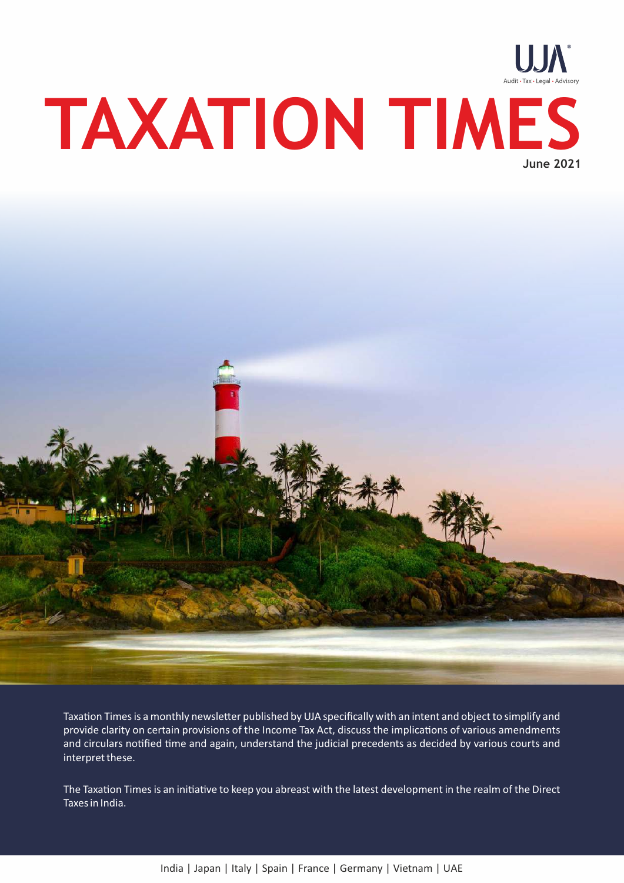UJA

Audit · Tax · Legal · Advisory

# TAXATION TIMES

**June 2021**

Taxation Times is a monthly newsletter published by UJA specifically with an intent and object to simplify and provide clarity on certain provisions of the Income Tax Act, discuss the implications of various amendments and circulars notified time and again, understand the judicial precedents as decided by various courts and interpret these.

The Taxation Times is an initiative to keep you abreast with the latest development in the realm of the Direct Taxes in India.

India | Japan | Italy | Spain | France | Germany | Vietnam | UAE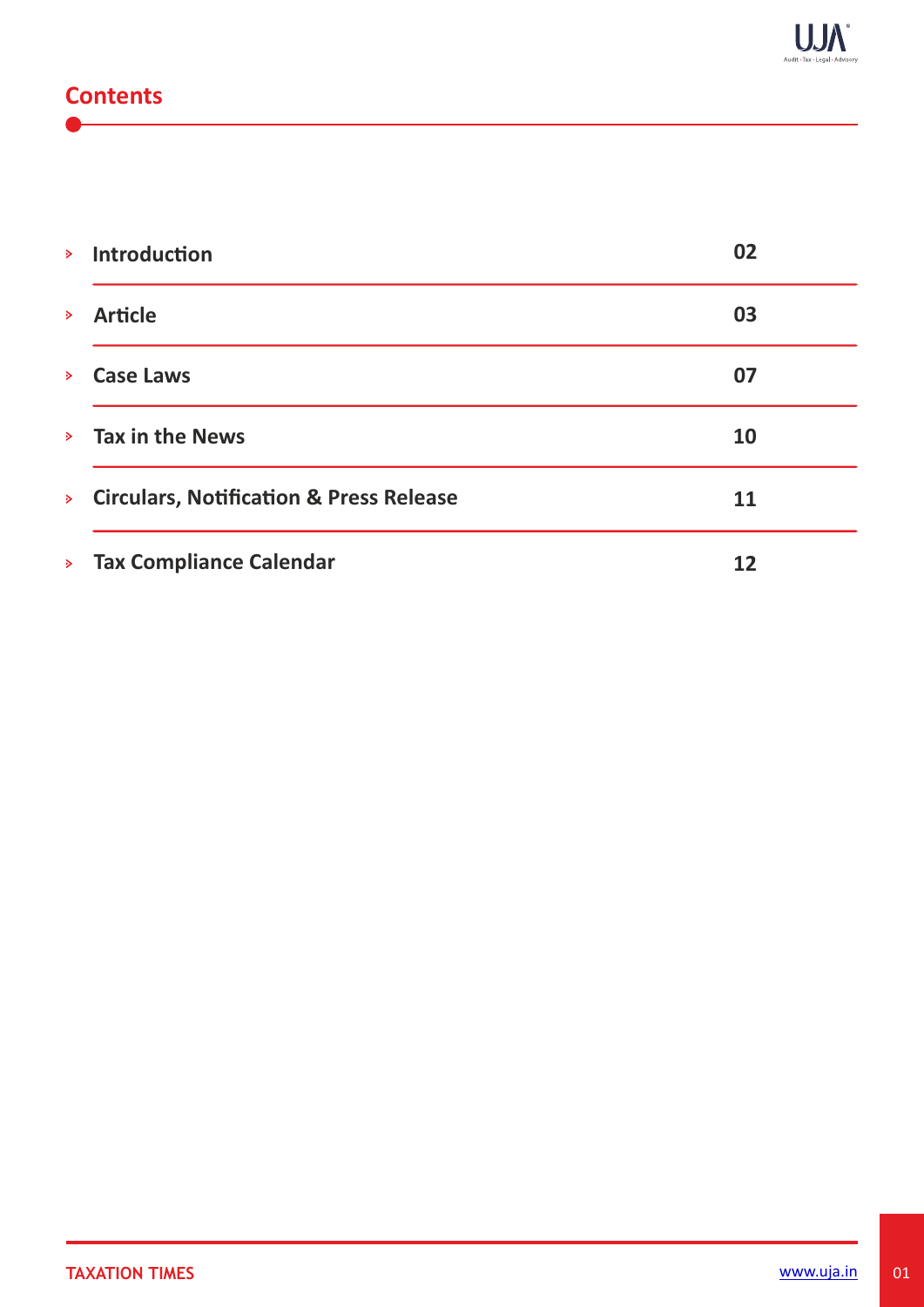## Contents

| | |
|---|---|
| Introduction | 02 |
| Article | 03 |
| Case Laws | 07 |
| Tax in the News | 10 |
| Circulars, Notification & Press Release | 11 |
| Tax Compliance Calendar | 12 |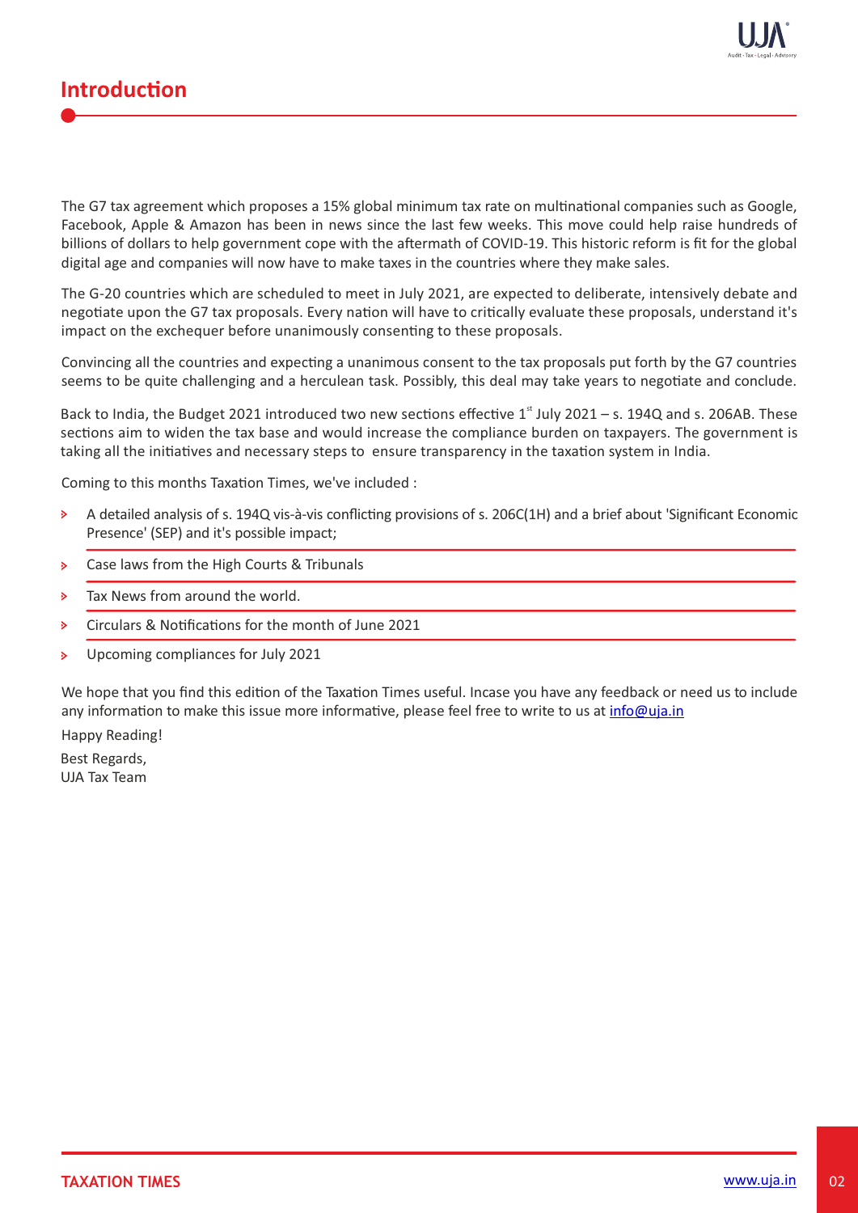## Introduction

The G7 tax agreement which proposes a 15% global minimum tax rate on multinational companies such as Google, Facebook, Apple & Amazon has been in news since the last few weeks. This move could help raise hundreds of billions of dollars to help government cope with the aftermath of COVID-19. This historic reform is fit for the global digital age and companies will now have to make taxes in the countries where they make sales.

The G-20 countries which are scheduled to meet in July 2021, are expected to deliberate, intensively debate and negotiate upon the G7 tax proposals. Every nation will have to critically evaluate these proposals, understand it's impact on the exchequer before unanimously consenting to these proposals.

Convincing all the countries and expecting a unanimous consent to the tax proposals put forth by the G7 countries seems to be quite challenging and a herculean task. Possibly, this deal may take years to negotiate and conclude.

Back to India, the Budget 2021 introduced two new sections effective 1st July 2021 – s. 194Q and s. 206AB. These sections aim to widen the tax base and would increase the compliance burden on taxpayers. The government is taking all the initiatives and necessary steps to ensure transparency in the taxation system in India.

Coming to this months Taxation Times, we've included :

- A detailed analysis of s. 194Q vis-à-vis conflicting provisions of s. 206C(1H) and a brief about 'Significant Economic Presence' (SEP) and it's possible impact;
- Case laws from the High Courts & Tribunals
- Tax News from around the world.
- Circulars & Notifications for the month of June 2021
- Upcoming compliances for July 2021

We hope that you find this edition of the Taxation Times useful. Incase you have any feedback or need us to include any information to make this issue more informative, please feel free to write to us at info@uja.in

Happy Reading!

Best Regards,
UJA Tax Team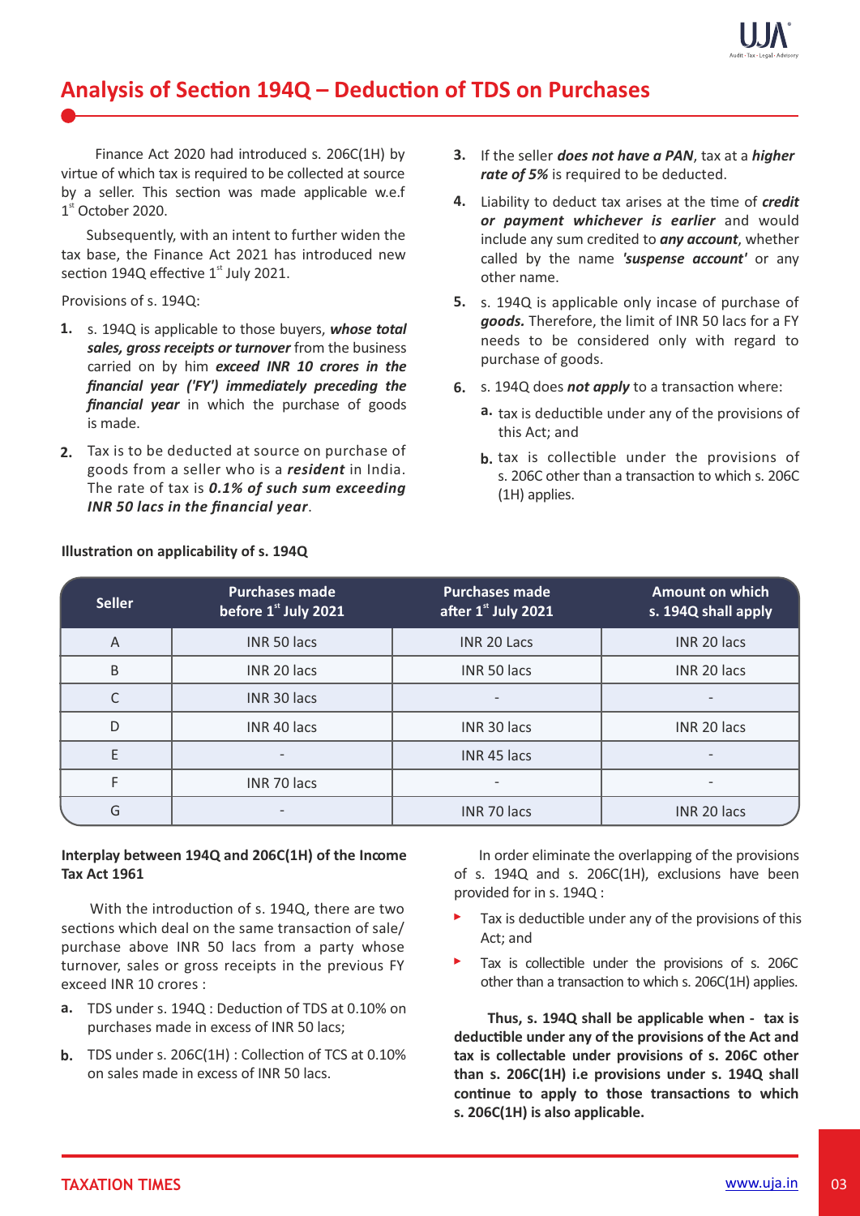## Analysis of Section 194Q – Deduction of TDS on Purchases

Finance Act 2020 had introduced s. 206C(1H) by virtue of which tax is required to be collected at source by a seller. This section was made applicable w.e.f 1st October 2020.

Subsequently, with an intent to further widen the tax base, the Finance Act 2021 has introduced new section 194Q effective 1st July 2021.

Provisions of s. 194Q:

1. s. 194Q is applicable to those buyers, ***whose total sales, gross receipts or turnover*** from the business carried on by him ***exceed INR 10 crores in the financial year ('FY') immediately preceding the financial year*** in which the purchase of goods is made.
2. Tax is to be deducted at source on purchase of goods from a seller who is a ***resident*** in India. The rate of tax is ***0.1% of such sum exceeding INR 50 lacs in the financial year***.
3. If the seller ***does not have a PAN***, tax at a ***higher rate of 5%*** is required to be deducted.
4. Liability to deduct tax arises at the time of ***credit or payment whichever is earlier*** and would include any sum credited to ***any account***, whether called by the name ***'suspense account'*** or any other name.
5. s. 194Q is applicable only incase of purchase of ***goods.*** Therefore, the limit of INR 50 lacs for a FY needs to be considered only with regard to purchase of goods.
6. s. 194Q does ***not apply*** to a transaction where:
   a. tax is deductible under any of the provisions of this Act; and
   b. tax is collectible under the provisions of s. 206C other than a transaction to which s. 206C (1H) applies.

**Illustration on applicability of s. 194Q**

| Seller | Purchases made before 1st July 2021 | Purchases made after 1st July 2021 | Amount on which s. 194Q shall apply |
|---|---|---|---|
| A | INR 50 lacs | INR 20 Lacs | INR 20 lacs |
| B | INR 20 lacs | INR 50 lacs | INR 20 lacs |
| C | INR 30 lacs | - | - |
| D | INR 40 lacs | INR 30 lacs | INR 20 lacs |
| E | - | INR 45 lacs | - |
| F | INR 70 lacs | - | - |
| G | - | INR 70 lacs | INR 20 lacs |

**Interplay between 194Q and 206C(1H) of the Income Tax Act 1961**

With the introduction of s. 194Q, there are two sections which deal on the same transaction of sale/ purchase above INR 50 lacs from a party whose turnover, sales or gross receipts in the previous FY exceed INR 10 crores :

a. TDS under s. 194Q : Deduction of TDS at 0.10% on purchases made in excess of INR 50 lacs;
b. TDS under s. 206C(1H) : Collection of TCS at 0.10% on sales made in excess of INR 50 lacs.

In order eliminate the overlapping of the provisions of s. 194Q and s. 206C(1H), exclusions have been provided for in s. 194Q :

- Tax is deductible under any of the provisions of this Act; and
- Tax is collectible under the provisions of s. 206C other than a transaction to which s. 206C(1H) applies.

**Thus, s. 194Q shall be applicable when - tax is deductible under any of the provisions of the Act and tax is collectable under provisions of s. 206C other than s. 206C(1H) i.e provisions under s. 194Q shall continue to apply to those transactions to which s. 206C(1H) is also applicable.**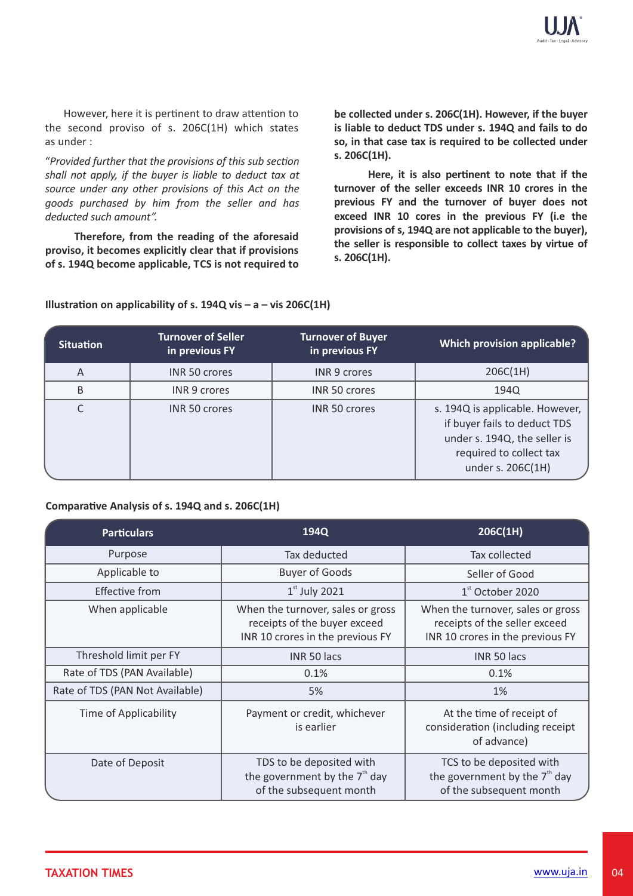However, here it is pertinent to draw attention to the second proviso of s. 206C(1H) which states as under :

"*Provided further that the provisions of this sub section shall not apply, if the buyer is liable to deduct tax at source under any other provisions of this Act on the goods purchased by him from the seller and has deducted such amount".*

**Therefore, from the reading of the aforesaid proviso, it becomes explicitly clear that if provisions of s. 194Q become applicable, TCS is not required to be collected under s. 206C(1H). However, if the buyer is liable to deduct TDS under s. 194Q and fails to do so, in that case tax is required to be collected under s. 206C(1H).**

**Here, it is also pertinent to note that if the turnover of the seller exceeds INR 10 crores in the previous FY and the turnover of buyer does not exceed INR 10 cores in the previous FY (i.e the provisions of s, 194Q are not applicable to the buyer), the seller is responsible to collect taxes by virtue of s. 206C(1H).**

**Illustration on applicability of s. 194Q vis – a – vis 206C(1H)**

| Situation | Turnover of Seller in previous FY | Turnover of Buyer in previous FY | Which provision applicable? |
|---|---|---|---|
| A | INR 50 crores | INR 9 crores | 206C(1H) |
| B | INR 9 crores | INR 50 crores | 194Q |
| C | INR 50 crores | INR 50 crores | s. 194Q is applicable. However, if buyer fails to deduct TDS under s. 194Q, the seller is required to collect tax under s. 206C(1H) |

**Comparative Analysis of s. 194Q and s. 206C(1H)**

| Particulars | 194Q | 206C(1H) |
|---|---|---|
| Purpose | Tax deducted | Tax collected |
| Applicable to | Buyer of Goods | Seller of Good |
| Effective from | 1st July 2021 | 1st October 2020 |
| When applicable | When the turnover, sales or gross receipts of the buyer exceed INR 10 crores in the previous FY | When the turnover, sales or gross receipts of the seller exceed INR 10 crores in the previous FY |
| Threshold limit per FY | INR 50 lacs | INR 50 lacs |
| Rate of TDS (PAN Available) | 0.1% | 0.1% |
| Rate of TDS (PAN Not Available) | 5% | 1% |
| Time of Applicability | Payment or credit, whichever is earlier | At the time of receipt of consideration (including receipt of advance) |
| Date of Deposit | TDS to be deposited with the government by the 7th day of the subsequent month | TCS to be deposited with the government by the 7th day of the subsequent month |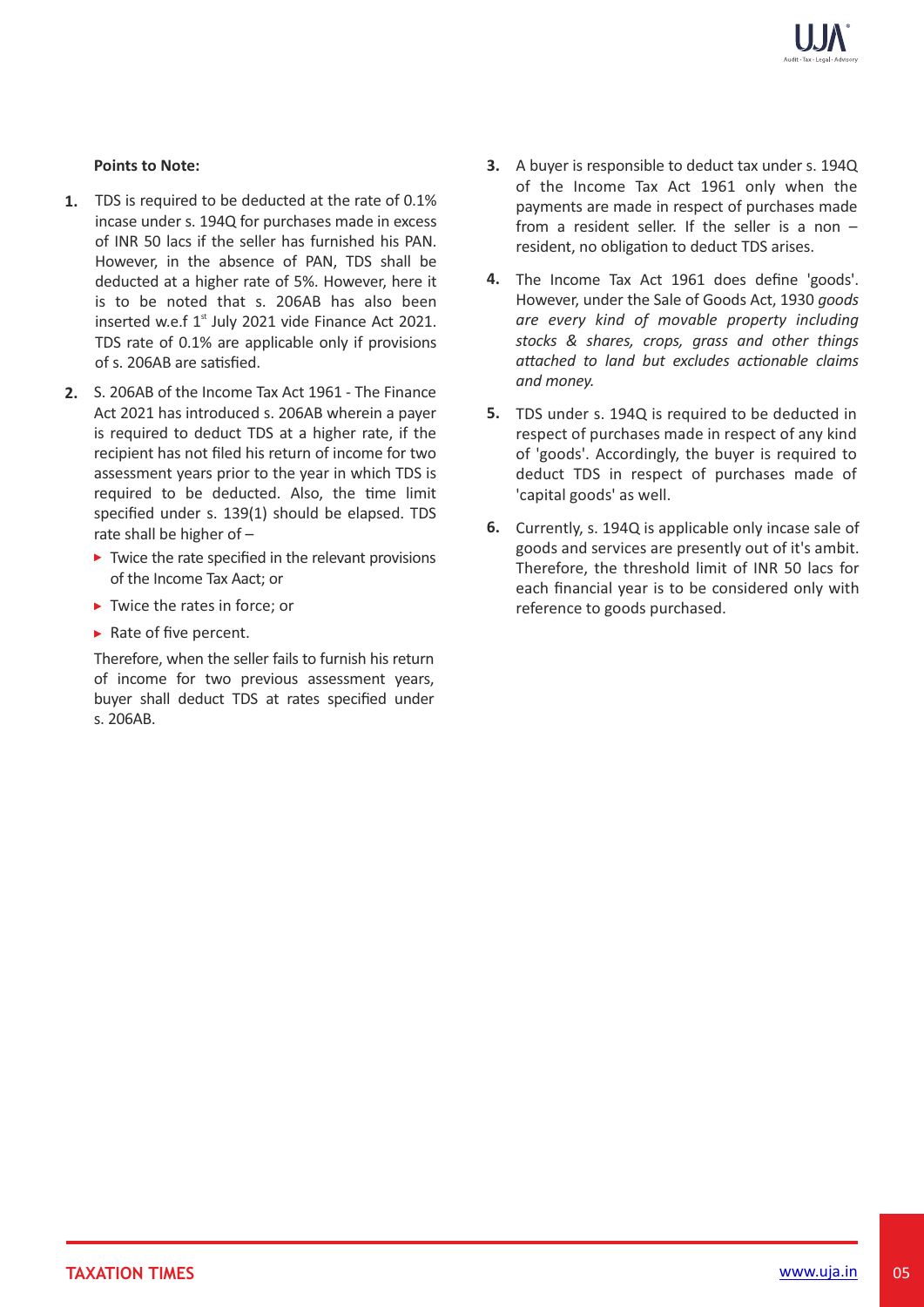**Points to Note:**

1. TDS is required to be deducted at the rate of 0.1% incase under s. 194Q for purchases made in excess of INR 50 lacs if the seller has furnished his PAN. However, in the absence of PAN, TDS shall be deducted at a higher rate of 5%. However, here it is to be noted that s. 206AB has also been inserted w.e.f 1st July 2021 vide Finance Act 2021. TDS rate of 0.1% are applicable only if provisions of s. 206AB are satisfied.

2. S. 206AB of the Income Tax Act 1961 - The Finance Act 2021 has introduced s. 206AB wherein a payer is required to deduct TDS at a higher rate, if the recipient has not filed his return of income for two assessment years prior to the year in which TDS is required to be deducted. Also, the time limit specified under s. 139(1) should be elapsed. TDS rate shall be higher of –

   - Twice the rate specified in the relevant provisions of the Income Tax Aact; or
   - Twice the rates in force; or
   - Rate of five percent.

   Therefore, when the seller fails to furnish his return of income for two previous assessment years, buyer shall deduct TDS at rates specified under s. 206AB.

3. A buyer is responsible to deduct tax under s. 194Q of the Income Tax Act 1961 only when the payments are made in respect of purchases made from a resident seller. If the seller is a non – resident, no obligation to deduct TDS arises.

4. The Income Tax Act 1961 does define 'goods'. However, under the Sale of Goods Act, 1930 *goods are every kind of movable property including stocks & shares, crops, grass and other things attached to land but excludes actionable claims and money.*

5. TDS under s. 194Q is required to be deducted in respect of purchases made in respect of any kind of 'goods'. Accordingly, the buyer is required to deduct TDS in respect of purchases made of 'capital goods' as well.

6. Currently, s. 194Q is applicable only incase sale of goods and services are presently out of it's ambit. Therefore, the threshold limit of INR 50 lacs for each financial year is to be considered only with reference to goods purchased.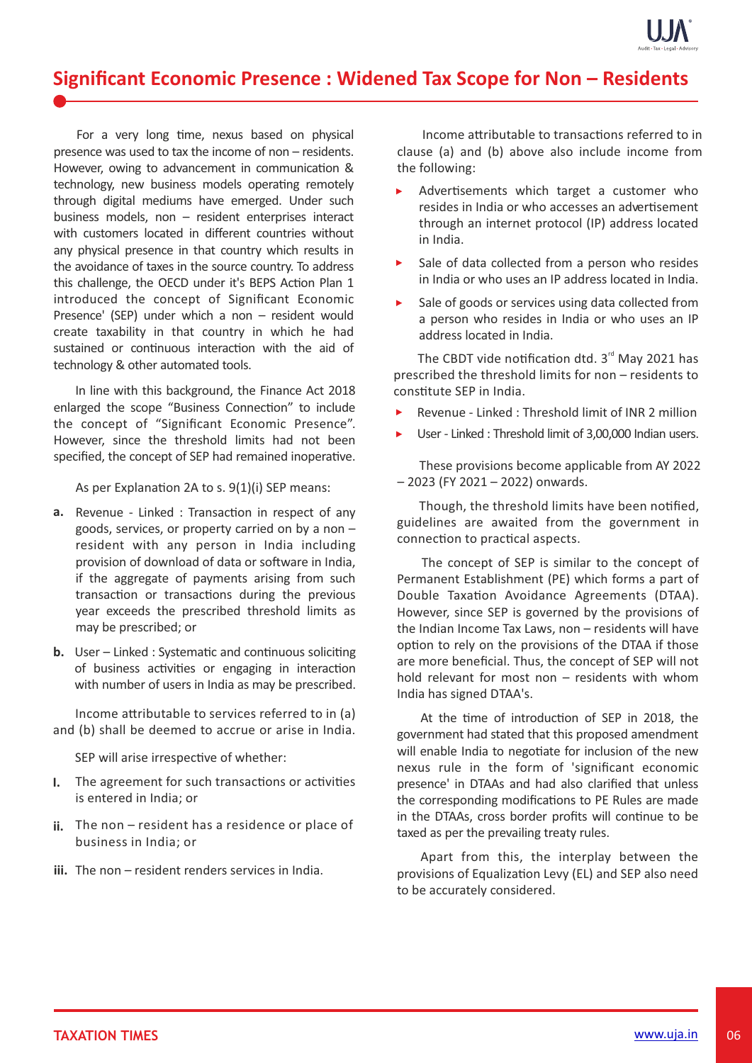# Significant Economic Presence : Widened Tax Scope for Non – Residents

For a very long time, nexus based on physical presence was used to tax the income of non – residents. However, owing to advancement in communication & technology, new business models operating remotely through digital mediums have emerged. Under such business models, non – resident enterprises interact with customers located in different countries without any physical presence in that country which results in the avoidance of taxes in the source country. To address this challenge, the OECD under it's BEPS Action Plan 1 introduced the concept of Significant Economic Presence' (SEP) under which a non – resident would create taxability in that country in which he had sustained or continuous interaction with the aid of technology & other automated tools.

In line with this background, the Finance Act 2018 enlarged the scope "Business Connection" to include the concept of "Significant Economic Presence". However, since the threshold limits had not been specified, the concept of SEP had remained inoperative.

As per Explanation 2A to s. 9(1)(i) SEP means:

a. Revenue - Linked : Transaction in respect of any goods, services, or property carried on by a non – resident with any person in India including provision of download of data or software in India, if the aggregate of payments arising from such transaction or transactions during the previous year exceeds the prescribed threshold limits as may be prescribed; or

b. User – Linked : Systematic and continuous soliciting of business activities or engaging in interaction with number of users in India as may be prescribed.

Income attributable to services referred to in (a) and (b) shall be deemed to accrue or arise in India.

SEP will arise irrespective of whether:

I. The agreement for such transactions or activities is entered in India; or

ii. The non – resident has a residence or place of business in India; or

iii. The non – resident renders services in India.

Income attributable to transactions referred to in clause (a) and (b) above also include income from the following:

- Advertisements which target a customer who resides in India or who accesses an advertisement through an internet protocol (IP) address located in India.
- Sale of data collected from a person who resides in India or who uses an IP address located in India.
- Sale of goods or services using data collected from a person who resides in India or who uses an IP address located in India.

The CBDT vide notification dtd. 3rd May 2021 has prescribed the threshold limits for non – residents to constitute SEP in India.

- Revenue - Linked : Threshold limit of INR 2 million
- User - Linked : Threshold limit of 3,00,000 Indian users.

These provisions become applicable from AY 2022 – 2023 (FY 2021 – 2022) onwards.

Though, the threshold limits have been notified, guidelines are awaited from the government in connection to practical aspects.

The concept of SEP is similar to the concept of Permanent Establishment (PE) which forms a part of Double Taxation Avoidance Agreements (DTAA). However, since SEP is governed by the provisions of the Indian Income Tax Laws, non – residents will have option to rely on the provisions of the DTAA if those are more beneficial. Thus, the concept of SEP will not hold relevant for most non – residents with whom India has signed DTAA's.

At the time of introduction of SEP in 2018, the government had stated that this proposed amendment will enable India to negotiate for inclusion of the new nexus rule in the form of 'significant economic presence' in DTAAs and had also clarified that unless the corresponding modifications to PE Rules are made in the DTAAs, cross border profits will continue to be taxed as per the prevailing treaty rules.

Apart from this, the interplay between the provisions of Equalization Levy (EL) and SEP also need to be accurately considered.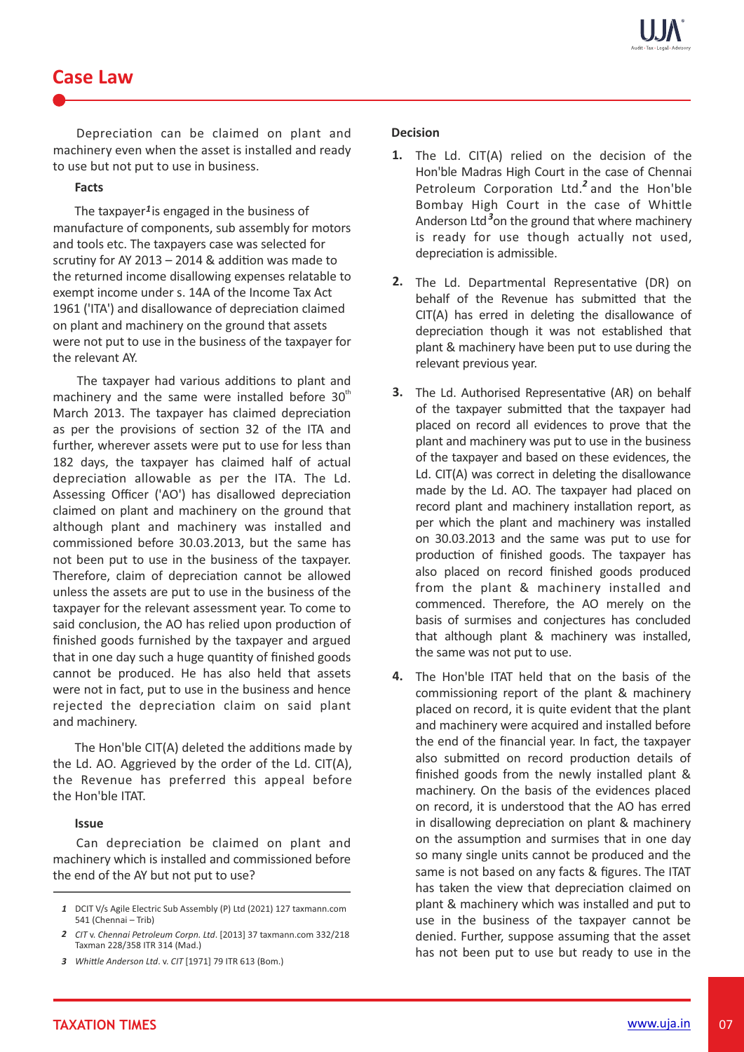## Case Law

Depreciation can be claimed on plant and machinery even when the asset is installed and ready to use but not put to use in business.

### Facts

The taxpayer[1] is engaged in the business of manufacture of components, sub assembly for motors and tools etc. The taxpayers case was selected for scrutiny for AY 2013 – 2014 & addition was made to the returned income disallowing expenses relatable to exempt income under s. 14A of the Income Tax Act 1961 ('ITA') and disallowance of depreciation claimed on plant and machinery on the ground that assets were not put to use in the business of the taxpayer for the relevant AY.

The taxpayer had various additions to plant and machinery and the same were installed before 30th March 2013. The taxpayer has claimed depreciation as per the provisions of section 32 of the ITA and further, wherever assets were put to use for less than 182 days, the taxpayer has claimed half of actual depreciation allowable as per the ITA. The Ld. Assessing Officer ('AO') has disallowed depreciation claimed on plant and machinery on the ground that although plant and machinery was installed and commissioned before 30.03.2013, but the same has not been put to use in the business of the taxpayer. Therefore, claim of depreciation cannot be allowed unless the assets are put to use in the business of the taxpayer for the relevant assessment year. To come to said conclusion, the AO has relied upon production of finished goods furnished by the taxpayer and argued that in one day such a huge quantity of finished goods cannot be produced. He has also held that assets were not in fact, put to use in the business and hence rejected the depreciation claim on said plant and machinery.

The Hon'ble CIT(A) deleted the additions made by the Ld. AO. Aggrieved by the order of the Ld. CIT(A), the Revenue has preferred this appeal before the Hon'ble ITAT.

### Issue

Can depreciation be claimed on plant and machinery which is installed and commissioned before the end of the AY but not put to use?

### Decision

1. The Ld. CIT(A) relied on the decision of the Hon'ble Madras High Court in the case of Chennai Petroleum Corporation Ltd.[2] and the Hon'ble Bombay High Court in the case of Whittle Anderson Ltd[3] on the ground that where machinery is ready for use though actually not used, depreciation is admissible.

2. The Ld. Departmental Representative (DR) on behalf of the Revenue has submitted that the CIT(A) has erred in deleting the disallowance of depreciation though it was not established that plant & machinery have been put to use during the relevant previous year.

3. The Ld. Authorised Representative (AR) on behalf of the taxpayer submitted that the taxpayer had placed on record all evidences to prove that the plant and machinery was put to use in the business of the taxpayer and based on these evidences, the Ld. CIT(A) was correct in deleting the disallowance made by the Ld. AO. The taxpayer had placed on record plant and machinery installation report, as per which the plant and machinery was installed on 30.03.2013 and the same was put to use for production of finished goods. The taxpayer has also placed on record finished goods produced from the plant & machinery installed and commenced. Therefore, the AO merely on the basis of surmises and conjectures has concluded that although plant & machinery was installed, the same was not put to use.

4. The Hon'ble ITAT held that on the basis of the commissioning report of the plant & machinery placed on record, it is quite evident that the plant and machinery were acquired and installed before the end of the financial year. In fact, the taxpayer also submitted on record production details of finished goods from the newly installed plant & machinery. On the basis of the evidences placed on record, it is understood that the AO has erred in disallowing depreciation on plant & machinery on the assumption and surmises that in one day so many single units cannot be produced and the same is not based on any facts & figures. The ITAT has taken the view that depreciation claimed on plant & machinery which was installed and put to use in the business of the taxpayer cannot be denied. Further, suppose assuming that the asset has not been put to use but ready to use in the

---

1 DCIT V/s Agile Electric Sub Assembly (P) Ltd (2021) 127 taxmann.com 541 (Chennai – Trib)

2 *CIT* v. *Chennai Petroleum Corpn. Ltd*. [2013] 37 taxmann.com 332/218 Taxman 228/358 ITR 314 (Mad.)

3 *Whittle Anderson Ltd*. v. *CIT* [1971] 79 ITR 613 (Bom.)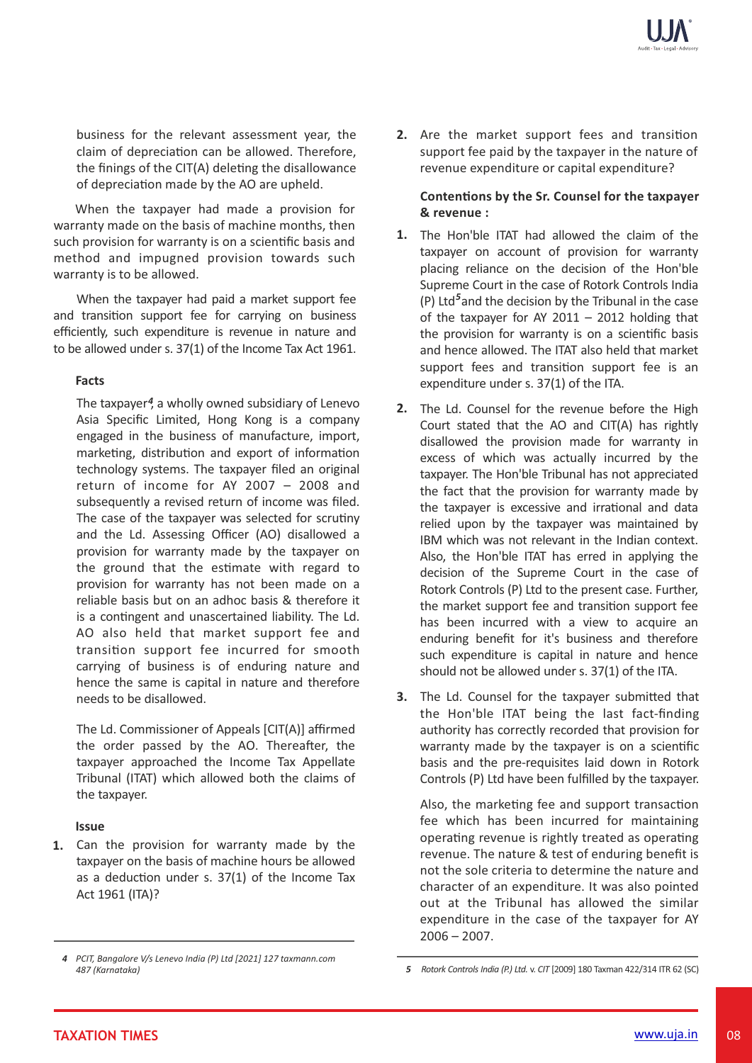business for the relevant assessment year, the claim of depreciation can be allowed. Therefore, the finings of the CIT(A) deleting the disallowance of depreciation made by the AO are upheld.

When the taxpayer had made a provision for warranty made on the basis of machine months, then such provision for warranty is on a scientific basis and method and impugned provision towards such warranty is to be allowed.

When the taxpayer had paid a market support fee and transition support fee for carrying on business efficiently, such expenditure is revenue in nature and to be allowed under s. 37(1) of the Income Tax Act 1961.

**Facts**

The taxpayer[4], a wholly owned subsidiary of Lenevo Asia Specific Limited, Hong Kong is a company engaged in the business of manufacture, import, marketing, distribution and export of information technology systems. The taxpayer filed an original return of income for AY 2007 – 2008 and subsequently a revised return of income was filed. The case of the taxpayer was selected for scrutiny and the Ld. Assessing Officer (AO) disallowed a provision for warranty made by the taxpayer on the ground that the estimate with regard to provision for warranty has not been made on a reliable basis but on an adhoc basis & therefore it is a contingent and unascertained liability. The Ld. AO also held that market support fee and transition support fee incurred for smooth carrying of business is of enduring nature and hence the same is capital in nature and therefore needs to be disallowed.

The Ld. Commissioner of Appeals [CIT(A)] affirmed the order passed by the AO. Thereafter, the taxpayer approached the Income Tax Appellate Tribunal (ITAT) which allowed both the claims of the taxpayer.

**Issue**

1. Can the provision for warranty made by the taxpayer on the basis of machine hours be allowed as a deduction under s. 37(1) of the Income Tax Act 1961 (ITA)?
2. Are the market support fees and transition support fee paid by the taxpayer in the nature of revenue expenditure or capital expenditure?

**Contentions by the Sr. Counsel for the taxpayer & revenue :**

1. The Hon'ble ITAT had allowed the claim of the taxpayer on account of provision for warranty placing reliance on the decision of the Hon'ble Supreme Court in the case of Rotork Controls India (P) Ltd[5] and the decision by the Tribunal in the case of the taxpayer for AY 2011 – 2012 holding that the provision for warranty is on a scientific basis and hence allowed. The ITAT also held that market support fees and transition support fee is an expenditure under s. 37(1) of the ITA.
2. The Ld. Counsel for the revenue before the High Court stated that the AO and CIT(A) has rightly disallowed the provision made for warranty in excess of which was actually incurred by the taxpayer. The Hon'ble Tribunal has not appreciated the fact that the provision for warranty made by the taxpayer is excessive and irrational and data relied upon by the taxpayer was maintained by IBM which was not relevant in the Indian context. Also, the Hon'ble ITAT has erred in applying the decision of the Supreme Court in the case of Rotork Controls (P) Ltd to the present case. Further, the market support fee and transition support fee has been incurred with a view to acquire an enduring benefit for it's business and therefore such expenditure is capital in nature and hence should not be allowed under s. 37(1) of the ITA.
3. The Ld. Counsel for the taxpayer submitted that the Hon'ble ITAT being the last fact-finding authority has correctly recorded that provision for warranty made by the taxpayer is on a scientific basis and the pre-requisites laid down in Rotork Controls (P) Ltd have been fulfilled by the taxpayer.

   Also, the marketing fee and support transaction fee which has been incurred for maintaining operating revenue is rightly treated as operating revenue. The nature & test of enduring benefit is not the sole criteria to determine the nature and character of an expenditure. It was also pointed out at the Tribunal has allowed the similar expenditure in the case of the taxpayer for AY 2006 – 2007.

---

*4 PCIT, Bangalore V/s Lenevo India (P) Ltd [2021] 127 taxmann.com 487 (Karnataka)*

*5 Rotork Controls India (P.) Ltd. v. CIT* [2009] 180 Taxman 422/314 ITR 62 (SC)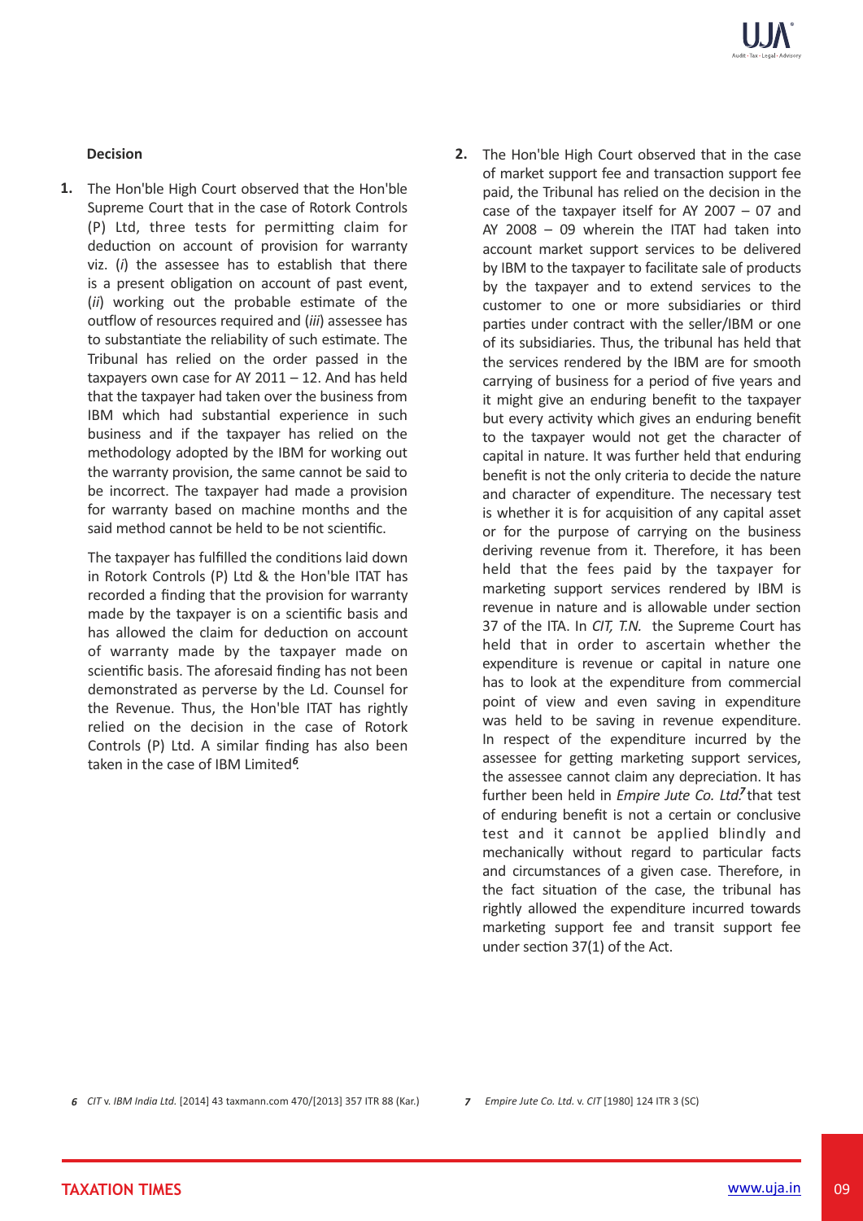**Decision**

1. The Hon'ble High Court observed that the Hon'ble Supreme Court that in the case of Rotork Controls (P) Ltd, three tests for permitting claim for deduction on account of provision for warranty viz. (*i*) the assessee has to establish that there is a present obligation on account of past event, (*ii*) working out the probable estimate of the outflow of resources required and (*iii*) assessee has to substantiate the reliability of such estimate. The Tribunal has relied on the order passed in the taxpayers own case for AY 2011 – 12. And has held that the taxpayer had taken over the business from IBM which had substantial experience in such business and if the taxpayer has relied on the methodology adopted by the IBM for working out the warranty provision, the same cannot be said to be incorrect. The taxpayer had made a provision for warranty based on machine months and the said method cannot be held to be not scientific.

   The taxpayer has fulfilled the conditions laid down in Rotork Controls (P) Ltd & the Hon'ble ITAT has recorded a finding that the provision for warranty made by the taxpayer is on a scientific basis and has allowed the claim for deduction on account of warranty made by the taxpayer made on scientific basis. The aforesaid finding has not been demonstrated as perverse by the Ld. Counsel for the Revenue. Thus, the Hon'ble ITAT has rightly relied on the decision in the case of Rotork Controls (P) Ltd. A similar finding has also been taken in the case of IBM Limited[6].

2. The Hon'ble High Court observed that in the case of market support fee and transaction support fee paid, the Tribunal has relied on the decision in the case of the taxpayer itself for AY 2007 – 07 and AY 2008 – 09 wherein the ITAT had taken into account market support services to be delivered by IBM to the taxpayer to facilitate sale of products by the taxpayer and to extend services to the customer to one or more subsidiaries or third parties under contract with the seller/IBM or one of its subsidiaries. Thus, the tribunal has held that the services rendered by the IBM are for smooth carrying of business for a period of five years and it might give an enduring benefit to the taxpayer but every activity which gives an enduring benefit to the taxpayer would not get the character of capital in nature. It was further held that enduring benefit is not the only criteria to decide the nature and character of expenditure. The necessary test is whether it is for acquisition of any capital asset or for the purpose of carrying on the business deriving revenue from it. Therefore, it has been held that the fees paid by the taxpayer for marketing support services rendered by IBM is revenue in nature and is allowable under section 37 of the ITA. In *CIT, T.N.* the Supreme Court has held that in order to ascertain whether the expenditure is revenue or capital in nature one has to look at the expenditure from commercial point of view and even saving in expenditure was held to be saving in revenue expenditure. In respect of the expenditure incurred by the assessee for getting marketing support services, the assessee cannot claim any depreciation. It has further been held in *Empire Jute Co. Ltd*[7] that test of enduring benefit is not a certain or conclusive test and it cannot be applied blindly and mechanically without regard to particular facts and circumstances of a given case. Therefore, in the fact situation of the case, the tribunal has rightly allowed the expenditure incurred towards marketing support fee and transit support fee under section 37(1) of the Act.

---

*6* *CIT* v. *IBM India Ltd.* [2014] 43 taxmann.com 470/[2013] 357 ITR 88 (Kar.)

*7* *Empire Jute Co. Ltd.* v. *CIT* [1980] 124 ITR 3 (SC)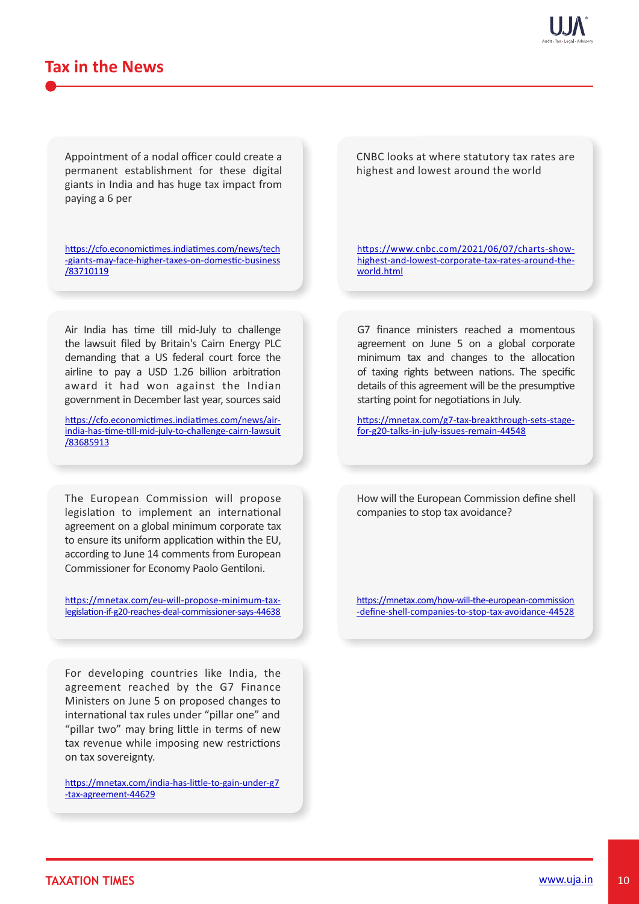## Tax in the News

Appointment of a nodal officer could create a permanent establishment for these digital giants in India and has huge tax impact from paying a 6 per

https://cfo.economictimes.indiatimes.com/news/tech-giants-may-face-higher-taxes-on-domestic-business/83710119

CNBC looks at where statutory tax rates are highest and lowest around the world

https://www.cnbc.com/2021/06/07/charts-show-highest-and-lowest-corporate-tax-rates-around-the-world.html

Air India has time till mid-July to challenge the lawsuit filed by Britain's Cairn Energy PLC demanding that a US federal court force the airline to pay a USD 1.26 billion arbitration award it had won against the Indian government in December last year, sources said

https://cfo.economictimes.indiatimes.com/news/air-india-has-time-till-mid-july-to-challenge-cairn-lawsuit/83685913

G7 finance ministers reached a momentous agreement on June 5 on a global corporate minimum tax and changes to the allocation of taxing rights between nations. The specific details of this agreement will be the presumptive starting point for negotiations in July.

https://mnetax.com/g7-tax-breakthrough-sets-stage-for-g20-talks-in-july-issues-remain-44548

The European Commission will propose legislation to implement an international agreement on a global minimum corporate tax to ensure its uniform application within the EU, according to June 14 comments from European Commissioner for Economy Paolo Gentiloni.

https://mnetax.com/eu-will-propose-minimum-tax-legislation-if-g20-reaches-deal-commissioner-says-44638

How will the European Commission define shell companies to stop tax avoidance?

https://mnetax.com/how-will-the-european-commission-define-shell-companies-to-stop-tax-avoidance-44528

For developing countries like India, the agreement reached by the G7 Finance Ministers on June 5 on proposed changes to international tax rules under "pillar one" and "pillar two" may bring little in terms of new tax revenue while imposing new restrictions on tax sovereignty.

https://mnetax.com/india-has-little-to-gain-under-g7-tax-agreement-44629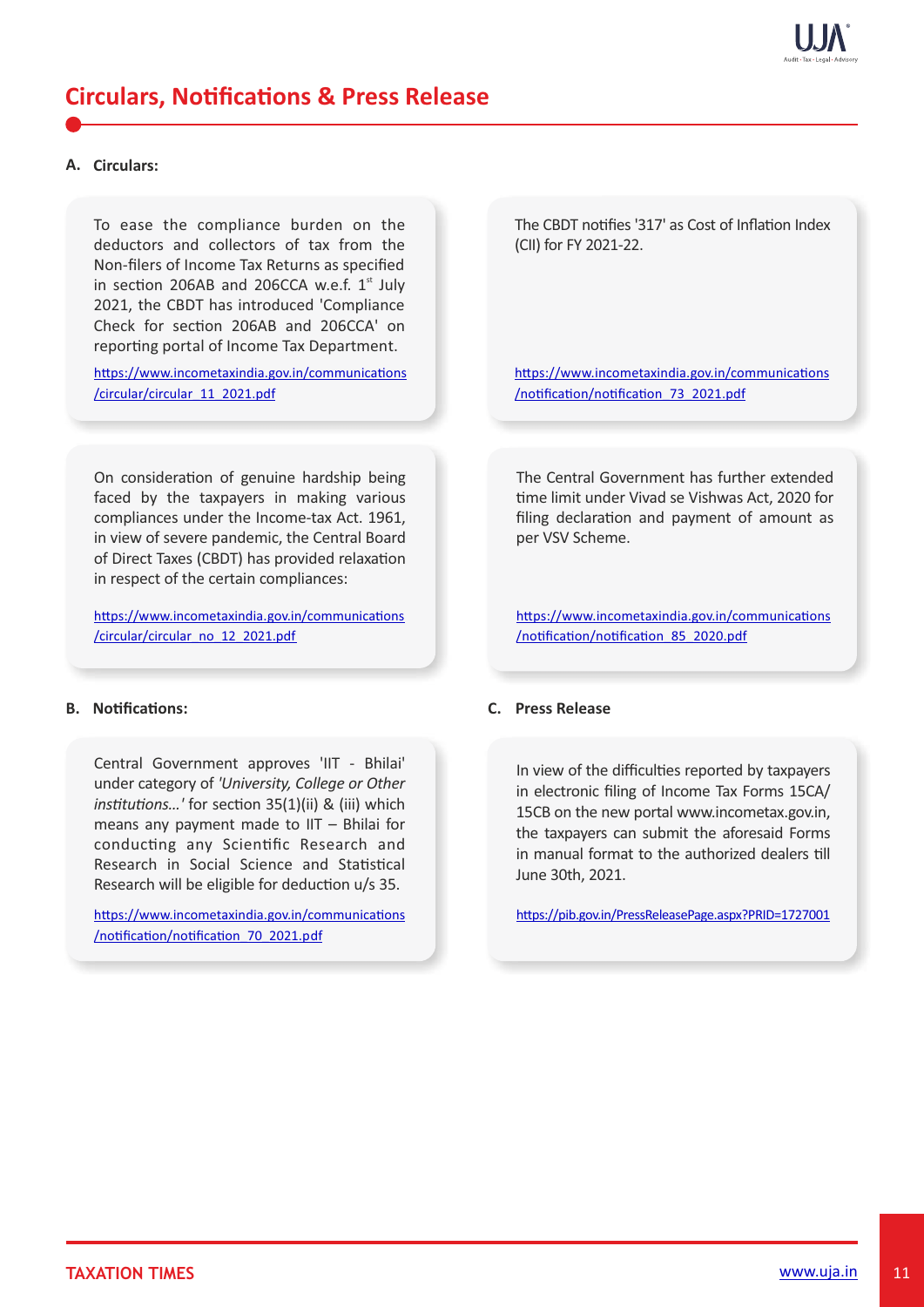# Circulars, Notifications & Press Release

## A. Circulars:

To ease the compliance burden on the deductors and collectors of tax from the Non-filers of Income Tax Returns as specified in section 206AB and 206CCA w.e.f. 1st July 2021, the CBDT has introduced 'Compliance Check for section 206AB and 206CCA' on reporting portal of Income Tax Department.

https://www.incometaxindia.gov.in/communications/circular/circular_11_2021.pdf

On consideration of genuine hardship being faced by the taxpayers in making various compliances under the Income-tax Act. 1961, in view of severe pandemic, the Central Board of Direct Taxes (CBDT) has provided relaxation in respect of the certain compliances:

https://www.incometaxindia.gov.in/communications/circular/circular_no_12_2021.pdf

The CBDT notifies '317' as Cost of Inflation Index (CII) for FY 2021-22.

https://www.incometaxindia.gov.in/communications/notification/notification_73_2021.pdf

The Central Government has further extended time limit under Vivad se Vishwas Act, 2020 for filing declaration and payment of amount as per VSV Scheme.

https://www.incometaxindia.gov.in/communications/notification/notification_85_2020.pdf

## B. Notifications:

Central Government approves 'IIT - Bhilai' under category of *'University, College or Other institutions…'* for section 35(1)(ii) & (iii) which means any payment made to IIT – Bhilai for conducting any Scientific Research and Research in Social Science and Statistical Research will be eligible for deduction u/s 35.

https://www.incometaxindia.gov.in/communications/notification/notification_70_2021.pdf

## C. Press Release

In view of the difficulties reported by taxpayers in electronic filing of Income Tax Forms 15CA/15CB on the new portal www.incometax.gov.in, the taxpayers can submit the aforesaid Forms in manual format to the authorized dealers till June 30th, 2021.

https://pib.gov.in/PressReleasePage.aspx?PRID=1727001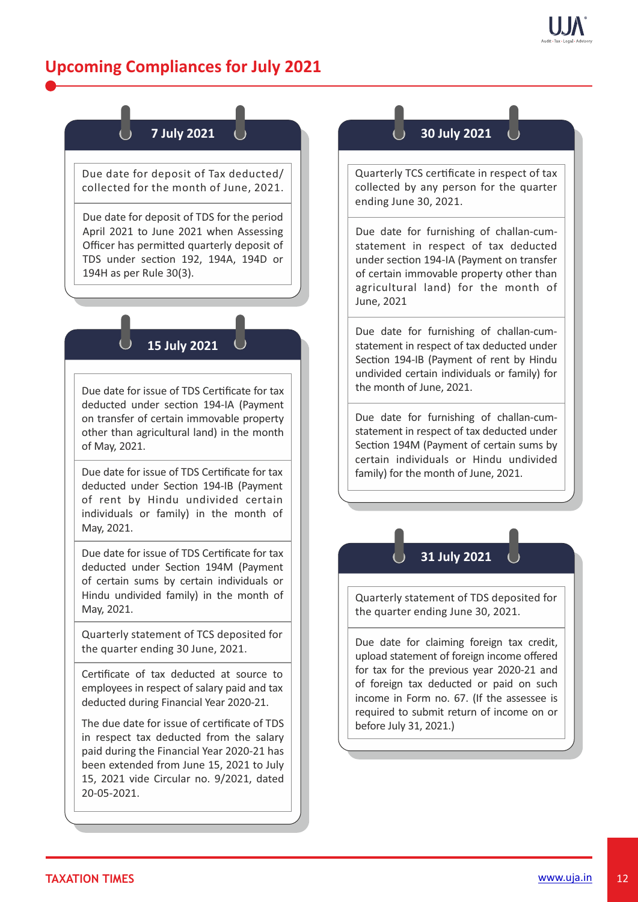# Upcoming Compliances for July 2021

## 7 July 2021

Due date for deposit of Tax deducted/ collected for the month of June, 2021.

Due date for deposit of TDS for the period April 2021 to June 2021 when Assessing Officer has permitted quarterly deposit of TDS under section 192, 194A, 194D or 194H as per Rule 30(3).

## 15 July 2021

Due date for issue of TDS Certificate for tax deducted under section 194-IA (Payment on transfer of certain immovable property other than agricultural land) in the month of May, 2021.

Due date for issue of TDS Certificate for tax deducted under Section 194-IB (Payment of rent by Hindu undivided certain individuals or family) in the month of May, 2021.

Due date for issue of TDS Certificate for tax deducted under Section 194M (Payment of certain sums by certain individuals or Hindu undivided family) in the month of May, 2021.

Quarterly statement of TCS deposited for the quarter ending 30 June, 2021.

Certificate of tax deducted at source to employees in respect of salary paid and tax deducted during Financial Year 2020-21.

The due date for issue of certificate of TDS in respect tax deducted from the salary paid during the Financial Year 2020-21 has been extended from June 15, 2021 to July 15, 2021 vide Circular no. 9/2021, dated 20-05-2021.

## 30 July 2021

Quarterly TCS certificate in respect of tax collected by any person for the quarter ending June 30, 2021.

Due date for furnishing of challan-cum-statement in respect of tax deducted under section 194-IA (Payment on transfer of certain immovable property other than agricultural land) for the month of June, 2021

Due date for furnishing of challan-cum-statement in respect of tax deducted under Section 194-IB (Payment of rent by Hindu undivided certain individuals or family) for the month of June, 2021.

Due date for furnishing of challan-cum-statement in respect of tax deducted under Section 194M (Payment of certain sums by certain individuals or Hindu undivided family) for the month of June, 2021.

## 31 July 2021

Quarterly statement of TDS deposited for the quarter ending June 30, 2021.

Due date for claiming foreign tax credit, upload statement of foreign income offered for tax for the previous year 2020-21 and of foreign tax deducted or paid on such income in Form no. 67. (If the assessee is required to submit return of income on or before July 31, 2021.)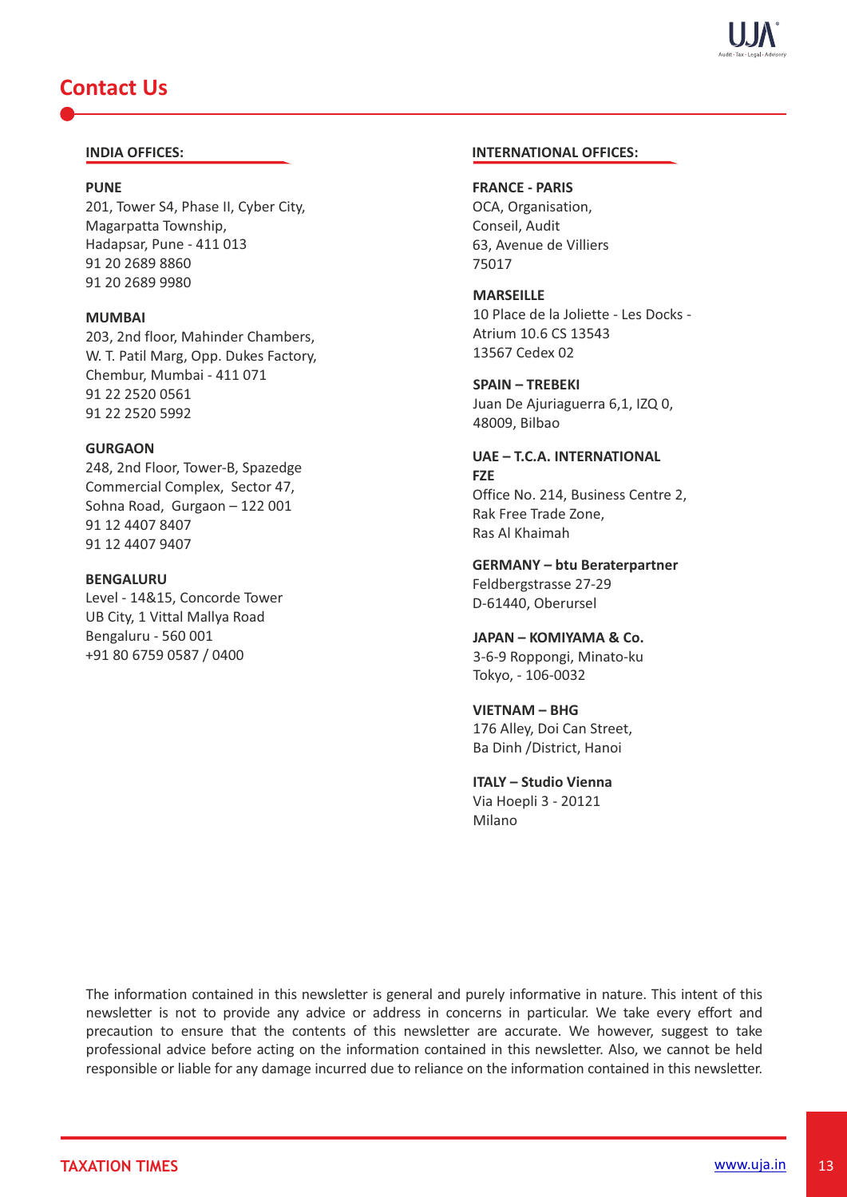# Contact Us

## INDIA OFFICES:

**PUNE**
201, Tower S4, Phase II, Cyber City,
Magarpatta Township,
Hadapsar, Pune - 411 013
91 20 2689 8860
91 20 2689 9980

**MUMBAI**
203, 2nd floor, Mahinder Chambers,
W. T. Patil Marg, Opp. Dukes Factory,
Chembur, Mumbai - 411 071
91 22 2520 0561
91 22 2520 5992

**GURGAON**
248, 2nd Floor, Tower-B, Spazedge
Commercial Complex, Sector 47,
Sohna Road, Gurgaon – 122 001
91 12 4407 8407
91 12 4407 9407

**BENGALURU**
Level - 14&15, Concorde Tower
UB City, 1 Vittal Mallya Road
Bengaluru - 560 001
+91 80 6759 0587 / 0400

## INTERNATIONAL OFFICES:

**FRANCE - PARIS**
OCA, Organisation,
Conseil, Audit
63, Avenue de Villiers
75017

**MARSEILLE**
10 Place de la Joliette - Les Docks -
Atrium 10.6 CS 13543
13567 Cedex 02

**SPAIN – TREBEKI**
Juan De Ajuriaguerra 6,1, IZQ 0,
48009, Bilbao

**UAE – T.C.A. INTERNATIONAL FZE**
Office No. 214, Business Centre 2,
Rak Free Trade Zone,
Ras Al Khaimah

**GERMANY – btu Beraterpartner**
Feldbergstrasse 27-29
D-61440, Oberursel

**JAPAN – KOMIYAMA & Co.**
3-6-9 Roppongi, Minato-ku
Tokyo, - 106-0032

**VIETNAM – BHG**
176 Alley, Doi Can Street,
Ba Dinh /District, Hanoi

**ITALY – Studio Vienna**
Via Hoepli 3 - 20121
Milano

The information contained in this newsletter is general and purely informative in nature. This intent of this newsletter is not to provide any advice or address in concerns in particular. We take every effort and precaution to ensure that the contents of this newsletter are accurate. We however, suggest to take professional advice before acting on the information contained in this newsletter. Also, we cannot be held responsible or liable for any damage incurred due to reliance on the information contained in this newsletter.